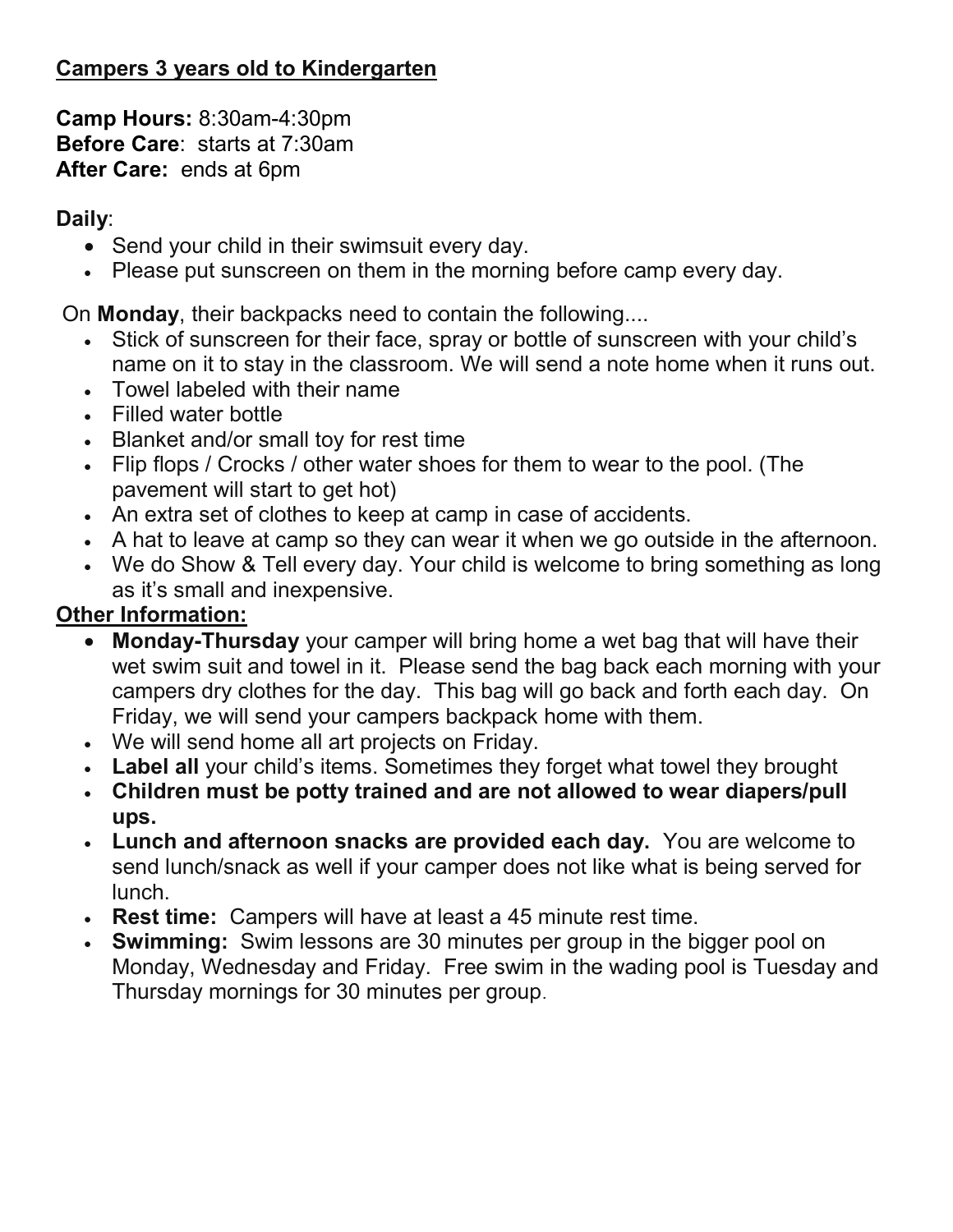**Campers 3 years old to Kindergarten**

**Camp Hours:** 8:30am-4:30pm
**Before Care**: starts at 7:30am
**After Care:** ends at 6pm

**Daily**:

- Send your child in their swimsuit every day.
- Please put sunscreen on them in the morning before camp every day.

On **Monday**, their backpacks need to contain the following....

- Stick of sunscreen for their face, spray or bottle of sunscreen with your child's name on it to stay in the classroom. We will send a note home when it runs out.
- Towel labeled with their name
- Filled water bottle
- Blanket and/or small toy for rest time
- Flip flops / Crocks / other water shoes for them to wear to the pool. (The pavement will start to get hot)
- An extra set of clothes to keep at camp in case of accidents.
- A hat to leave at camp so they can wear it when we go outside in the afternoon.
- We do Show & Tell every day. Your child is welcome to bring something as long as it's small and inexpensive.

**Other Information:**

- **Monday-Thursday** your camper will bring home a wet bag that will have their wet swim suit and towel in it. Please send the bag back each morning with your campers dry clothes for the day. This bag will go back and forth each day. On Friday, we will send your campers backpack home with them.
- We will send home all art projects on Friday.
- **Label all** your child's items. Sometimes they forget what towel they brought
- **Children must be potty trained and are not allowed to wear diapers/pull ups.**
- **Lunch and afternoon snacks are provided each day.** You are welcome to send lunch/snack as well if your camper does not like what is being served for lunch.
- **Rest time:** Campers will have at least a 45 minute rest time.
- **Swimming:** Swim lessons are 30 minutes per group in the bigger pool on Monday, Wednesday and Friday. Free swim in the wading pool is Tuesday and Thursday mornings for 30 minutes per group.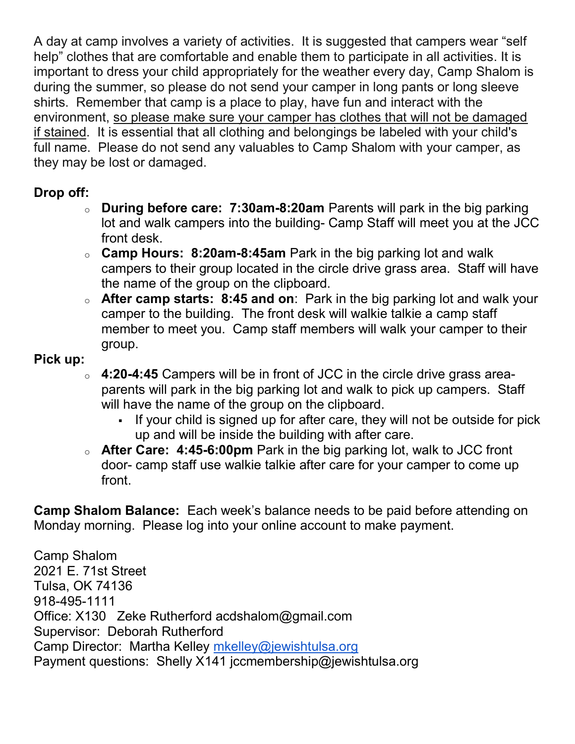A day at camp involves a variety of activities. It is suggested that campers wear "self help" clothes that are comfortable and enable them to participate in all activities. It is important to dress your child appropriately for the weather every day, Camp Shalom is during the summer, so please do not send your camper in long pants or long sleeve shirts. Remember that camp is a place to play, have fun and interact with the environment, <u>so please make sure your camper has clothes that will not be damaged if stained</u>. It is essential that all clothing and belongings be labeled with your child's full name. Please do not send any valuables to Camp Shalom with your camper, as they may be lost or damaged.

**Drop off:**

- **During before care: 7:30am-8:20am** Parents will park in the big parking lot and walk campers into the building- Camp Staff will meet you at the JCC front desk.
- **Camp Hours: 8:20am-8:45am** Park in the big parking lot and walk campers to their group located in the circle drive grass area. Staff will have the name of the group on the clipboard.
- **After camp starts: 8:45 and on**: Park in the big parking lot and walk your camper to the building. The front desk will walkie talkie a camp staff member to meet you. Camp staff members will walk your camper to their group.

**Pick up:**

- **4:20-4:45** Campers will be in front of JCC in the circle drive grass area- parents will park in the big parking lot and walk to pick up campers. Staff will have the name of the group on the clipboard.
  - If your child is signed up for after care, they will not be outside for pick up and will be inside the building with after care.
- **After Care: 4:45-6:00pm** Park in the big parking lot, walk to JCC front door- camp staff use walkie talkie after care for your camper to come up front.

**Camp Shalom Balance:** Each week's balance needs to be paid before attending on Monday morning. Please log into your online account to make payment.

Camp Shalom
2021 E. 71st Street
Tulsa, OK 74136
918-495-1111
Office: X130 Zeke Rutherford acdshalom@gmail.com
Supervisor: Deborah Rutherford
Camp Director: Martha Kelley mkelley@jewishtulsa.org
Payment questions: Shelly X141 jccmembership@jewishtulsa.org